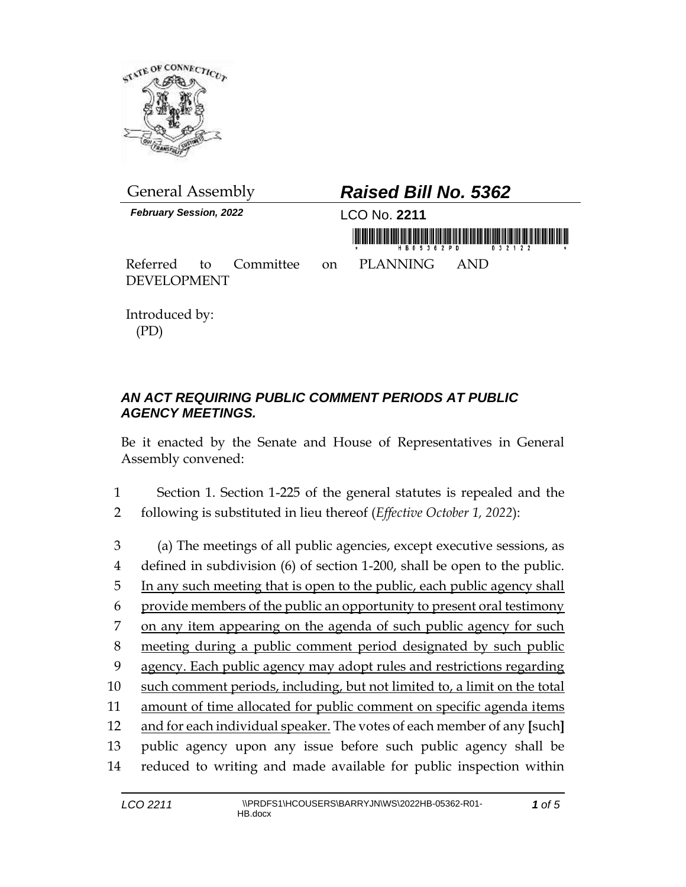General Assembly

***Raised Bill No. 5362***

***February Session, 2022***

LCO No. **2211**

Referred to Committee on PLANNING AND DEVELOPMENT

Introduced by:
(PD)

## *AN ACT REQUIRING PUBLIC COMMENT PERIODS AT PUBLIC AGENCY MEETINGS.*

Be it enacted by the Senate and House of Representatives in General Assembly convened:

1 Section 1. Section 1-225 of the general statutes is repealed and the
2 following is substituted in lieu thereof (*Effective October 1, 2022*):

3 (a) The meetings of all public agencies, except executive sessions, as
4 defined in subdivision (6) of section 1-200, shall be open to the public.
5 <u>In any such meeting that is open to the public, each public agency shall</u>
6 <u>provide members of the public an opportunity to present oral testimony</u>
7 <u>on any item appearing on the agenda of such public agency for such</u>
8 <u>meeting during a public comment period designated by such public</u>
9 <u>agency. Each public agency may adopt rules and restrictions regarding</u>
10 <u>such comment periods, including, but not limited to, a limit on the total</u>
11 <u>amount of time allocated for public comment on specific agenda items</u>
12 <u>and for each individual speaker.</u> The votes of each member of any **[**such**]**
13 public agency upon any issue before such public agency shall be
14 reduced to writing and made available for public inspection within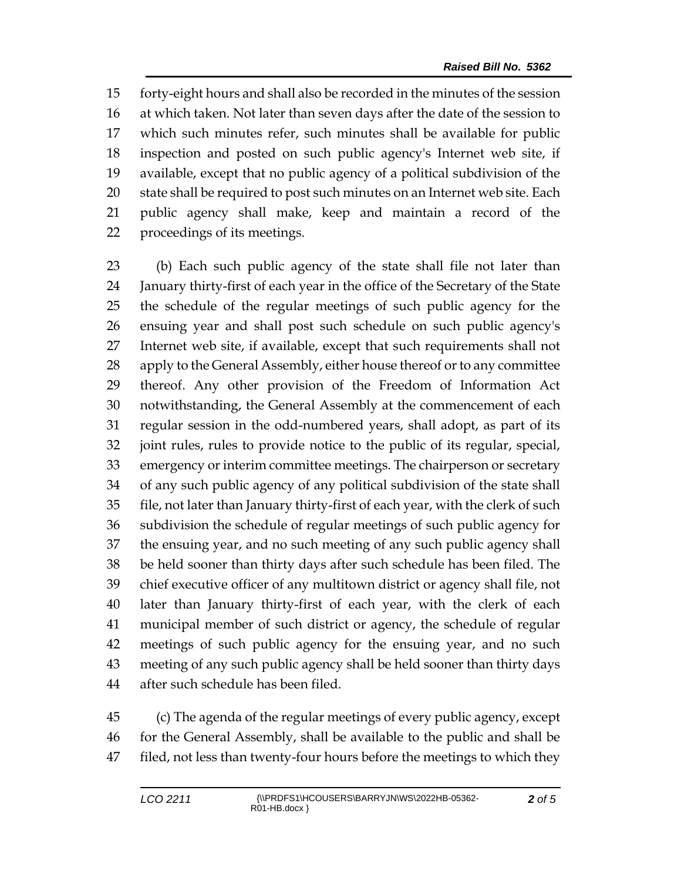forty-eight hours and shall also be recorded in the minutes of the session at which taken. Not later than seven days after the date of the session to which such minutes refer, such minutes shall be available for public inspection and posted on such public agency's Internet web site, if available, except that no public agency of a political subdivision of the state shall be required to post such minutes on an Internet web site. Each public agency shall make, keep and maintain a record of the proceedings of its meetings.

(b) Each such public agency of the state shall file not later than January thirty-first of each year in the office of the Secretary of the State the schedule of the regular meetings of such public agency for the ensuing year and shall post such schedule on such public agency's Internet web site, if available, except that such requirements shall not apply to the General Assembly, either house thereof or to any committee thereof. Any other provision of the Freedom of Information Act notwithstanding, the General Assembly at the commencement of each regular session in the odd-numbered years, shall adopt, as part of its joint rules, rules to provide notice to the public of its regular, special, emergency or interim committee meetings. The chairperson or secretary of any such public agency of any political subdivision of the state shall file, not later than January thirty-first of each year, with the clerk of such subdivision the schedule of regular meetings of such public agency for the ensuing year, and no such meeting of any such public agency shall be held sooner than thirty days after such schedule has been filed. The chief executive officer of any multitown district or agency shall file, not later than January thirty-first of each year, with the clerk of each municipal member of such district or agency, the schedule of regular meetings of such public agency for the ensuing year, and no such meeting of any such public agency shall be held sooner than thirty days after such schedule has been filed.

(c) The agenda of the regular meetings of every public agency, except for the General Assembly, shall be available to the public and shall be filed, not less than twenty-four hours before the meetings to which they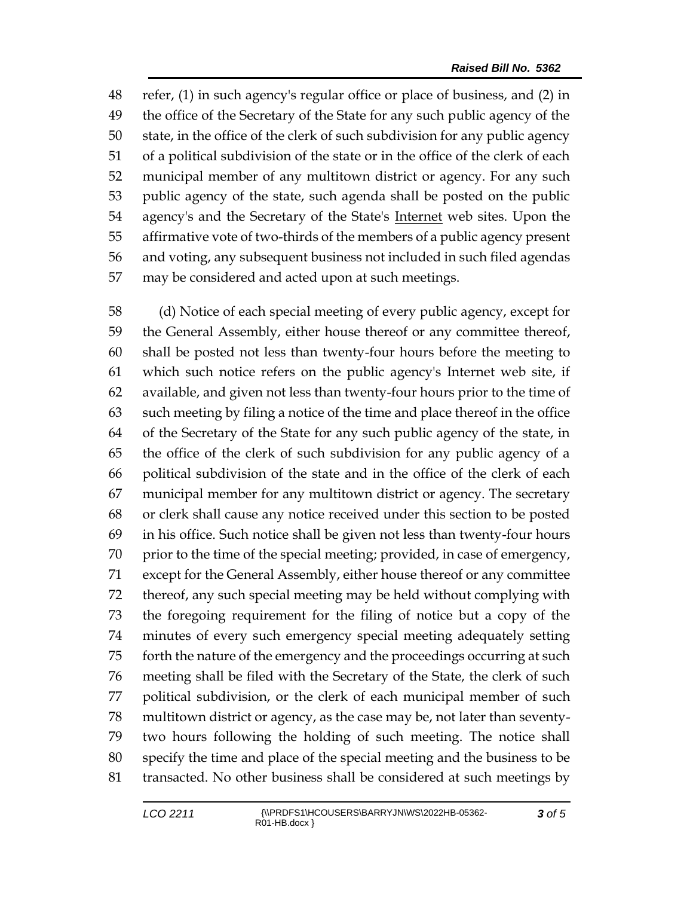refer, (1) in such agency's regular office or place of business, and (2) in the office of the Secretary of the State for any such public agency of the state, in the office of the clerk of such subdivision for any public agency of a political subdivision of the state or in the office of the clerk of each municipal member of any multitown district or agency. For any such public agency of the state, such agenda shall be posted on the public agency's and the Secretary of the State's <u>Internet</u> web sites. Upon the affirmative vote of two-thirds of the members of a public agency present and voting, any subsequent business not included in such filed agendas may be considered and acted upon at such meetings.

(d) Notice of each special meeting of every public agency, except for the General Assembly, either house thereof or any committee thereof, shall be posted not less than twenty-four hours before the meeting to which such notice refers on the public agency's Internet web site, if available, and given not less than twenty-four hours prior to the time of such meeting by filing a notice of the time and place thereof in the office of the Secretary of the State for any such public agency of the state, in the office of the clerk of such subdivision for any public agency of a political subdivision of the state and in the office of the clerk of each municipal member for any multitown district or agency. The secretary or clerk shall cause any notice received under this section to be posted in his office. Such notice shall be given not less than twenty-four hours prior to the time of the special meeting; provided, in case of emergency, except for the General Assembly, either house thereof or any committee thereof, any such special meeting may be held without complying with the foregoing requirement for the filing of notice but a copy of the minutes of every such emergency special meeting adequately setting forth the nature of the emergency and the proceedings occurring at such meeting shall be filed with the Secretary of the State, the clerk of such political subdivision, or the clerk of each municipal member of such multitown district or agency, as the case may be, not later than seventy-two hours following the holding of such meeting. The notice shall specify the time and place of the special meeting and the business to be transacted. No other business shall be considered at such meetings by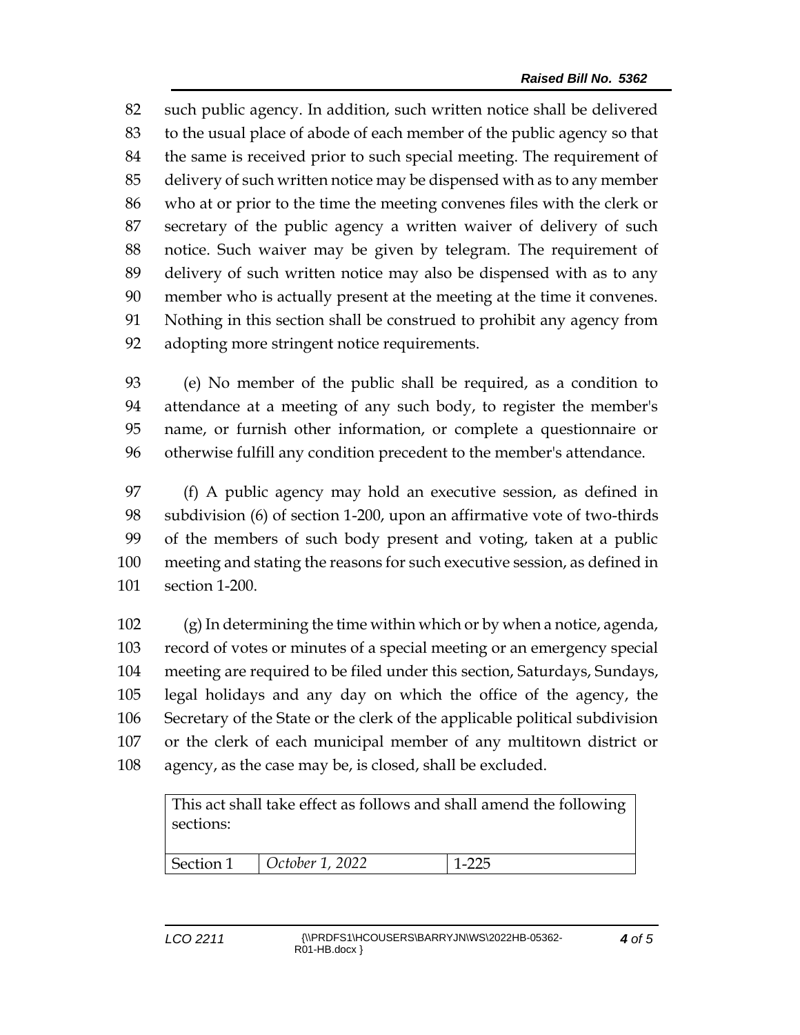such public agency. In addition, such written notice shall be delivered to the usual place of abode of each member of the public agency so that the same is received prior to such special meeting. The requirement of delivery of such written notice may be dispensed with as to any member who at or prior to the time the meeting convenes files with the clerk or secretary of the public agency a written waiver of delivery of such notice. Such waiver may be given by telegram. The requirement of delivery of such written notice may also be dispensed with as to any member who is actually present at the meeting at the time it convenes. Nothing in this section shall be construed to prohibit any agency from adopting more stringent notice requirements.

(e) No member of the public shall be required, as a condition to attendance at a meeting of any such body, to register the member's name, or furnish other information, or complete a questionnaire or otherwise fulfill any condition precedent to the member's attendance.

(f) A public agency may hold an executive session, as defined in subdivision (6) of section 1-200, upon an affirmative vote of two-thirds of the members of such body present and voting, taken at a public meeting and stating the reasons for such executive session, as defined in section 1-200.

(g) In determining the time within which or by when a notice, agenda, record of votes or minutes of a special meeting or an emergency special meeting are required to be filed under this section, Saturdays, Sundays, legal holidays and any day on which the office of the agency, the Secretary of the State or the clerk of the applicable political subdivision or the clerk of each municipal member of any multitown district or agency, as the case may be, is closed, shall be excluded.

| This act shall take effect as follows and shall amend the following sections: | | |
|---|---|---|
| Section 1 | *October 1, 2022* | 1-225 |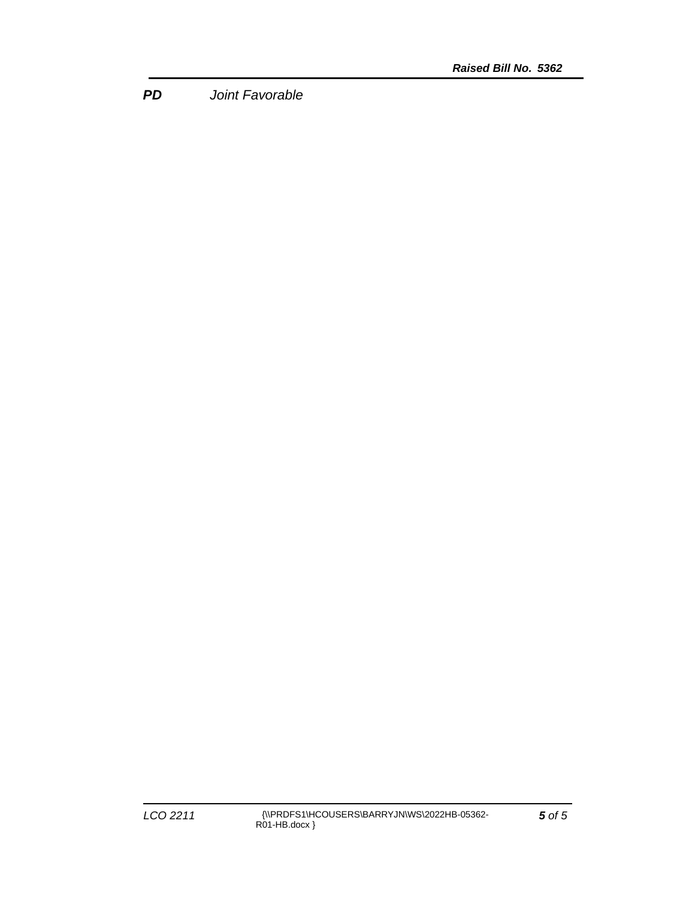*PD*    *Joint Favorable*